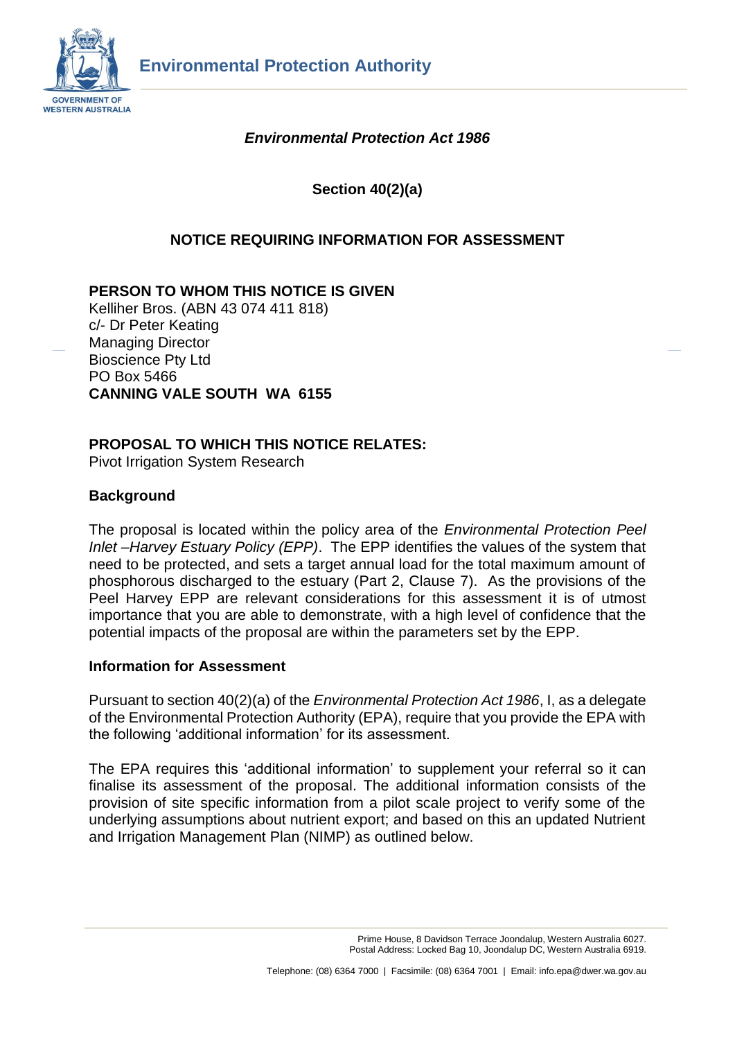**Environmental Protection Authority**

***Environmental Protection Act 1986***

**Section 40(2)(a)**

**NOTICE REQUIRING INFORMATION FOR ASSESSMENT**

**PERSON TO WHOM THIS NOTICE IS GIVEN**
Kelliher Bros. (ABN 43 074 411 818)
c/- Dr Peter Keating
Managing Director
Bioscience Pty Ltd
PO Box 5466
**CANNING VALE SOUTH WA 6155**

**PROPOSAL TO WHICH THIS NOTICE RELATES:**
Pivot Irrigation System Research

**Background**

The proposal is located within the policy area of the *Environmental Protection Peel Inlet –Harvey Estuary Policy (EPP)*. The EPP identifies the values of the system that need to be protected, and sets a target annual load for the total maximum amount of phosphorous discharged to the estuary (Part 2, Clause 7). As the provisions of the Peel Harvey EPP are relevant considerations for this assessment it is of utmost importance that you are able to demonstrate, with a high level of confidence that the potential impacts of the proposal are within the parameters set by the EPP.

**Information for Assessment**

Pursuant to section 40(2)(a) of the *Environmental Protection Act 1986*, I, as a delegate of the Environmental Protection Authority (EPA), require that you provide the EPA with the following 'additional information' for its assessment.

The EPA requires this 'additional information' to supplement your referral so it can finalise its assessment of the proposal. The additional information consists of the provision of site specific information from a pilot scale project to verify some of the underlying assumptions about nutrient export; and based on this an updated Nutrient and Irrigation Management Plan (NIMP) as outlined below.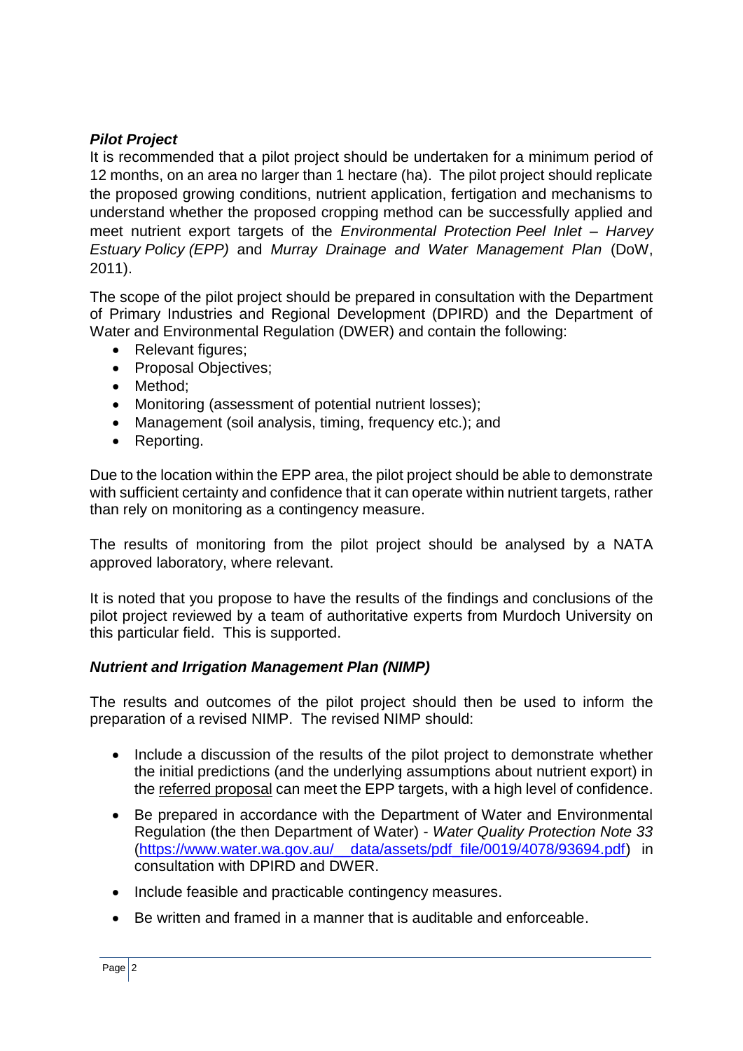### *Pilot Project*

It is recommended that a pilot project should be undertaken for a minimum period of 12 months, on an area no larger than 1 hectare (ha). The pilot project should replicate the proposed growing conditions, nutrient application, fertigation and mechanisms to understand whether the proposed cropping method can be successfully applied and meet nutrient export targets of the *Environmental Protection Peel Inlet – Harvey Estuary Policy (EPP)* and *Murray Drainage and Water Management Plan* (DoW, 2011).

The scope of the pilot project should be prepared in consultation with the Department of Primary Industries and Regional Development (DPIRD) and the Department of Water and Environmental Regulation (DWER) and contain the following:

- Relevant figures;
- Proposal Objectives;
- Method;
- Monitoring (assessment of potential nutrient losses);
- Management (soil analysis, timing, frequency etc.); and
- Reporting.

Due to the location within the EPP area, the pilot project should be able to demonstrate with sufficient certainty and confidence that it can operate within nutrient targets, rather than rely on monitoring as a contingency measure.

The results of monitoring from the pilot project should be analysed by a NATA approved laboratory, where relevant.

It is noted that you propose to have the results of the findings and conclusions of the pilot project reviewed by a team of authoritative experts from Murdoch University on this particular field. This is supported.

### *Nutrient and Irrigation Management Plan (NIMP)*

The results and outcomes of the pilot project should then be used to inform the preparation of a revised NIMP. The revised NIMP should:

- Include a discussion of the results of the pilot project to demonstrate whether the initial predictions (and the underlying assumptions about nutrient export) in the referred proposal can meet the EPP targets, with a high level of confidence.
- Be prepared in accordance with the Department of Water and Environmental Regulation (the then Department of Water) - *Water Quality Protection Note 33* (https://www.water.wa.gov.au/__data/assets/pdf_file/0019/4078/93694.pdf) in consultation with DPIRD and DWER.
- Include feasible and practicable contingency measures.
- Be written and framed in a manner that is auditable and enforceable.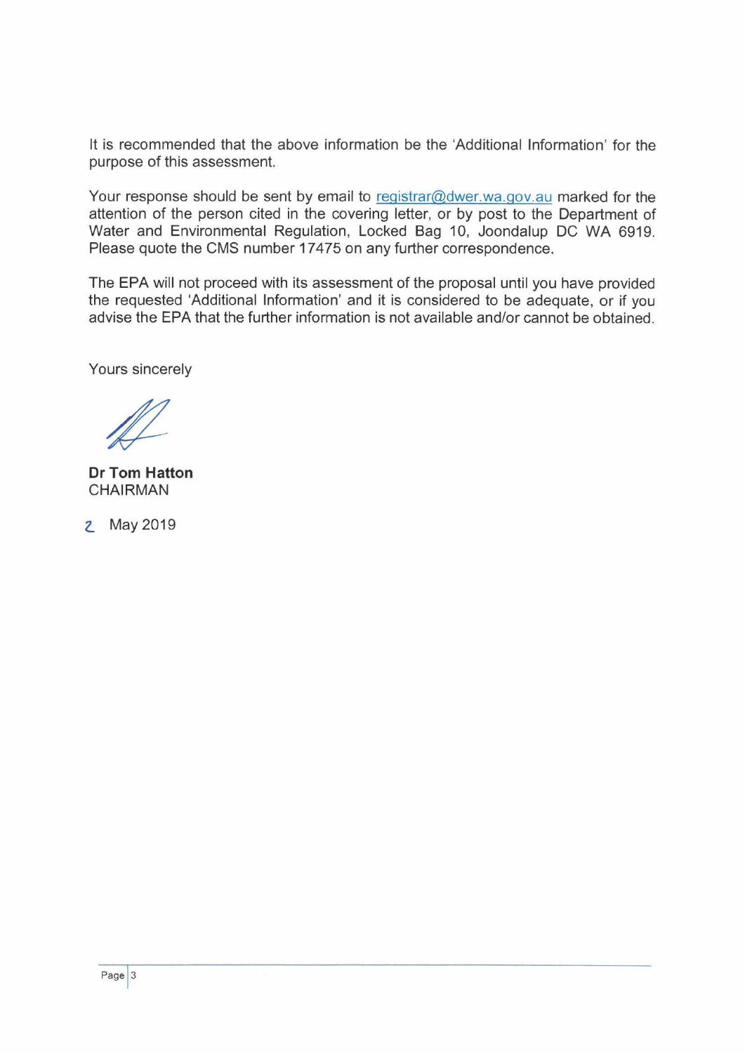It is recommended that the above information be the 'Additional Information' for the purpose of this assessment.

Your response should be sent by email to registrar@dwer.wa.gov.au marked for the attention of the person cited in the covering letter, or by post to the Department of Water and Environmental Regulation, Locked Bag 10, Joondalup DC WA 6919. Please quote the CMS number 17475 on any further correspondence.

The EPA will not proceed with its assessment of the proposal until you have provided the requested 'Additional Information' and it is considered to be adequate, or if you advise the EPA that the further information is not available and/or cannot be obtained.

Yours sincerely

**Dr Tom Hatton**
CHAIRMAN

2 May 2019